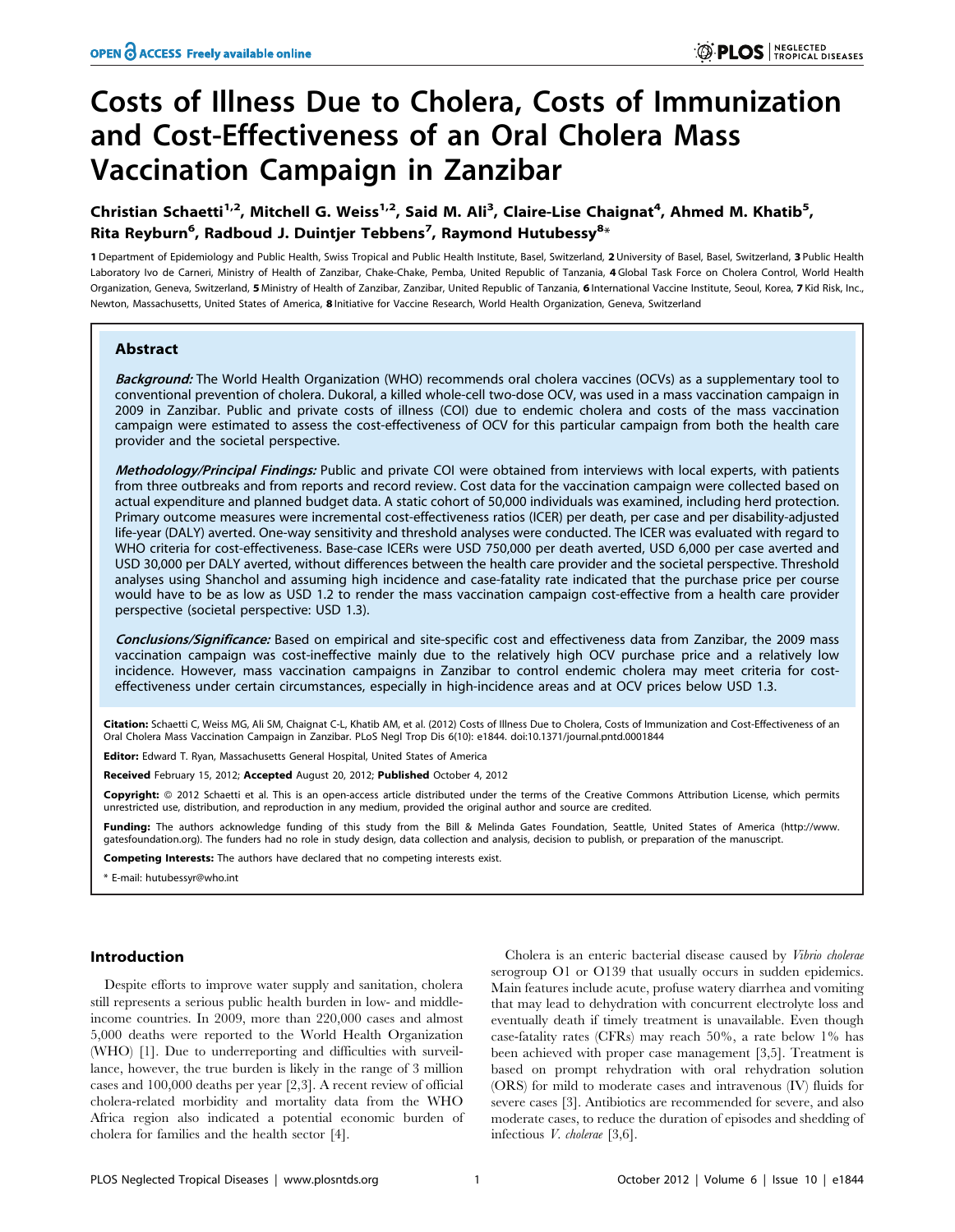# Costs of Illness Due to Cholera, Costs of Immunization and Cost-Effectiveness of an Oral Cholera Mass Vaccination Campaign in Zanzibar

**Christian Schaetti[1,2], Mitchell G. Weiss[1,2], Said M. Ali[3], Claire-Lise Chaignat[4], Ahmed M. Khatib[5], Rita Reyburn[6], Radboud J. Duintjer Tebbens[7], Raymond Hutubessy[8]***

1 Department of Epidemiology and Public Health, Swiss Tropical and Public Health Institute, Basel, Switzerland, 2 University of Basel, Basel, Switzerland, 3 Public Health Laboratory Ivo de Carneri, Ministry of Health of Zanzibar, Chake-Chake, Pemba, United Republic of Tanzania, 4 Global Task Force on Cholera Control, World Health Organization, Geneva, Switzerland, 5 Ministry of Health of Zanzibar, Zanzibar, United Republic of Tanzania, 6 International Vaccine Institute, Seoul, Korea, 7 Kid Risk, Inc., Newton, Massachusetts, United States of America, 8 Initiative for Vaccine Research, World Health Organization, Geneva, Switzerland

## Abstract

***Background:*** The World Health Organization (WHO) recommends oral cholera vaccines (OCVs) as a supplementary tool to conventional prevention of cholera. Dukoral, a killed whole-cell two-dose OCV, was used in a mass vaccination campaign in 2009 in Zanzibar. Public and private costs of illness (COI) due to endemic cholera and costs of the mass vaccination campaign were estimated to assess the cost-effectiveness of OCV for this particular campaign from both the health care provider and the societal perspective.

***Methodology/Principal Findings:*** Public and private COI were obtained from interviews with local experts, with patients from three outbreaks and from reports and record review. Cost data for the vaccination campaign were collected based on actual expenditure and planned budget data. A static cohort of 50,000 individuals was examined, including herd protection. Primary outcome measures were incremental cost-effectiveness ratios (ICER) per death, per case and per disability-adjusted life-year (DALY) averted. One-way sensitivity and threshold analyses were conducted. The ICER was evaluated with regard to WHO criteria for cost-effectiveness. Base-case ICERs were USD 750,000 per death averted, USD 6,000 per case averted and USD 30,000 per DALY averted, without differences between the health care provider and the societal perspective. Threshold analyses using Shanchol and assuming high incidence and case-fatality rate indicated that the purchase price per course would have to be as low as USD 1.2 to render the mass vaccination campaign cost-effective from a health care provider perspective (societal perspective: USD 1.3).

***Conclusions/Significance:*** Based on empirical and site-specific cost and effectiveness data from Zanzibar, the 2009 mass vaccination campaign was cost-ineffective mainly due to the relatively high OCV purchase price and a relatively low incidence. However, mass vaccination campaigns in Zanzibar to control endemic cholera may meet criteria for cost-effectiveness under certain circumstances, especially in high-incidence areas and at OCV prices below USD 1.3.

**Citation:** Schaetti C, Weiss MG, Ali SM, Chaignat C-L, Khatib AM, et al. (2012) Costs of Illness Due to Cholera, Costs of Immunization and Cost-Effectiveness of an Oral Cholera Mass Vaccination Campaign in Zanzibar. PLoS Negl Trop Dis 6(10): e1844. doi:10.1371/journal.pntd.0001844

**Editor:** Edward T. Ryan, Massachusetts General Hospital, United States of America

**Received** February 15, 2012; **Accepted** August 20, 2012; **Published** October 4, 2012

**Copyright:** © 2012 Schaetti et al. This is an open-access article distributed under the terms of the Creative Commons Attribution License, which permits unrestricted use, distribution, and reproduction in any medium, provided the original author and source are credited.

**Funding:** The authors acknowledge funding of this study from the Bill & Melinda Gates Foundation, Seattle, United States of America (http://www.gatesfoundation.org). The funders had no role in study design, data collection and analysis, decision to publish, or preparation of the manuscript.

**Competing Interests:** The authors have declared that no competing interests exist.

* E-mail: hutubessyr@who.int

## Introduction

Despite efforts to improve water supply and sanitation, cholera still represents a serious public health burden in low- and middle-income countries. In 2009, more than 220,000 cases and almost 5,000 deaths were reported to the World Health Organization (WHO) [1]. Due to underreporting and difficulties with surveillance, however, the true burden is likely in the range of 3 million cases and 100,000 deaths per year [2,3]. A recent review of official cholera-related morbidity and mortality data from the WHO Africa region also indicated a potential economic burden of cholera for families and the health sector [4].

Cholera is an enteric bacterial disease caused by *Vibrio cholerae* serogroup O1 or O139 that usually occurs in sudden epidemics. Main features include acute, profuse watery diarrhea and vomiting that may lead to dehydration with concurrent electrolyte loss and eventually death if timely treatment is unavailable. Even though case-fatality rates (CFRs) may reach 50%, a rate below 1% has been achieved with proper case management [3,5]. Treatment is based on prompt rehydration with oral rehydration solution (ORS) for mild to moderate cases and intravenous (IV) fluids for severe cases [3]. Antibiotics are recommended for severe, and also moderate cases, to reduce the duration of episodes and shedding of infectious *V. cholerae* [3,6].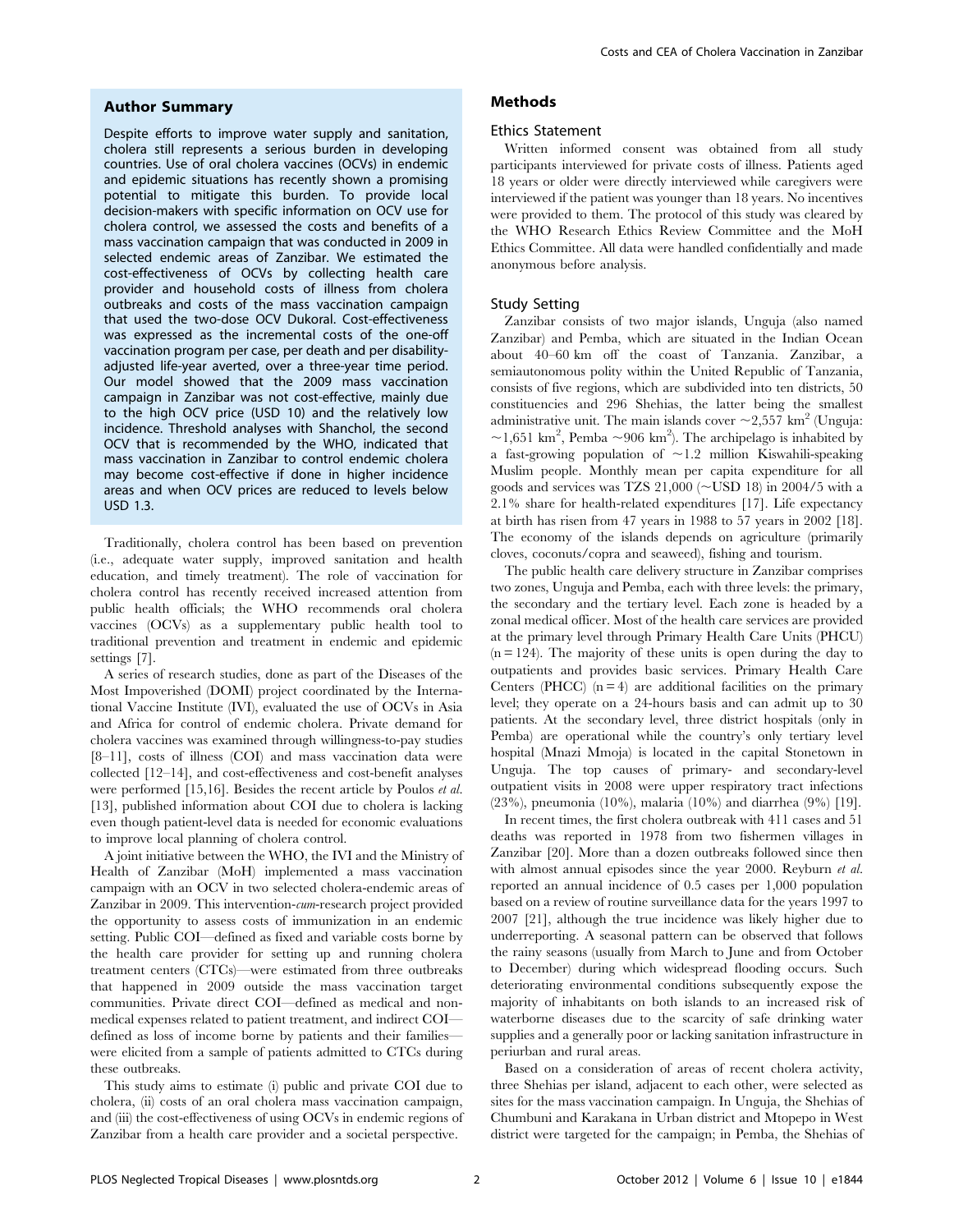## Author Summary

Despite efforts to improve water supply and sanitation, cholera still represents a serious burden in developing countries. Use of oral cholera vaccines (OCVs) in endemic and epidemic situations has recently shown a promising potential to mitigate this burden. To provide local decision-makers with specific information on OCV use for cholera control, we assessed the costs and benefits of a mass vaccination campaign that was conducted in 2009 in selected endemic areas of Zanzibar. We estimated the cost-effectiveness of OCVs by collecting health care provider and household costs of illness from cholera outbreaks and costs of the mass vaccination campaign that used the two-dose OCV Dukoral. Cost-effectiveness was expressed as the incremental costs of the one-off vaccination program per case, per death and per disability-adjusted life-year averted, over a three-year time period. Our model showed that the 2009 mass vaccination campaign in Zanzibar was not cost-effective, mainly due to the high OCV price (USD 10) and the relatively low incidence. Threshold analyses with Shanchol, the second OCV that is recommended by the WHO, indicated that mass vaccination in Zanzibar to control endemic cholera may become cost-effective if done in higher incidence areas and when OCV prices are reduced to levels below USD 1.3.

Traditionally, cholera control has been based on prevention (i.e., adequate water supply, improved sanitation and health education, and timely treatment). The role of vaccination for cholera control has recently received increased attention from public health officials; the WHO recommends oral cholera vaccines (OCVs) as a supplementary public health tool to traditional prevention and treatment in endemic and epidemic settings [7].

A series of research studies, done as part of the Diseases of the Most Impoverished (DOMI) project coordinated by the International Vaccine Institute (IVI), evaluated the use of OCVs in Asia and Africa for control of endemic cholera. Private demand for cholera vaccines was examined through willingness-to-pay studies [8–11], costs of illness (COI) and mass vaccination data were collected [12–14], and cost-effectiveness and cost-benefit analyses were performed [15,16]. Besides the recent article by Poulos *et al.* [13], published information about COI due to cholera is lacking even though patient-level data is needed for economic evaluations to improve local planning of cholera control.

A joint initiative between the WHO, the IVI and the Ministry of Health of Zanzibar (MoH) implemented a mass vaccination campaign with an OCV in two selected cholera-endemic areas of Zanzibar in 2009. This intervention-*cum*-research project provided the opportunity to assess costs of immunization in an endemic setting. Public COI—defined as fixed and variable costs borne by the health care provider for setting up and running cholera treatment centers (CTCs)—were estimated from three outbreaks that happened in 2009 outside the mass vaccination target communities. Private direct COI—defined as medical and non-medical expenses related to patient treatment, and indirect COI—defined as loss of income borne by patients and their families—were elicited from a sample of patients admitted to CTCs during these outbreaks.

This study aims to estimate (i) public and private COI due to cholera, (ii) costs of an oral cholera mass vaccination campaign, and (iii) the cost-effectiveness of using OCVs in endemic regions of Zanzibar from a health care provider and a societal perspective.

## Methods

### Ethics Statement

Written informed consent was obtained from all study participants interviewed for private costs of illness. Patients aged 18 years or older were directly interviewed while caregivers were interviewed if the patient was younger than 18 years. No incentives were provided to them. The protocol of this study was cleared by the WHO Research Ethics Review Committee and the MoH Ethics Committee. All data were handled confidentially and made anonymous before analysis.

### Study Setting

Zanzibar consists of two major islands, Unguja (also named Zanzibar) and Pemba, which are situated in the Indian Ocean about 40–60 km off the coast of Tanzania. Zanzibar, a semiautonomous polity within the United Republic of Tanzania, consists of five regions, which are subdivided into ten districts, 50 constituencies and 296 Shehias, the latter being the smallest administrative unit. The main islands cover ~2,557 km$^2$ (Unguja: ~1,651 km$^2$, Pemba ~906 km$^2$). The archipelago is inhabited by a fast-growing population of ~1.2 million Kiswahili-speaking Muslim people. Monthly mean per capita expenditure for all goods and services was TZS 21,000 (~USD 18) in 2004/5 with a 2.1% share for health-related expenditures [17]. Life expectancy at birth has risen from 47 years in 1988 to 57 years in 2002 [18]. The economy of the islands depends on agriculture (primarily cloves, coconuts/copra and seaweed), fishing and tourism.

The public health care delivery structure in Zanzibar comprises two zones, Unguja and Pemba, each with three levels: the primary, the secondary and the tertiary level. Each zone is headed by a zonal medical officer. Most of the health care services are provided at the primary level through Primary Health Care Units (PHCU) (n = 124). The majority of these units is open during the day to outpatients and provides basic services. Primary Health Care Centers (PHCC) (n = 4) are additional facilities on the primary level; they operate on a 24-hours basis and can admit up to 30 patients. At the secondary level, three district hospitals (only in Pemba) are operational while the country's only tertiary level hospital (Mnazi Mmoja) is located in the capital Stonetown in Unguja. The top causes of primary- and secondary-level outpatient visits in 2008 were upper respiratory tract infections (23%), pneumonia (10%), malaria (10%) and diarrhea (9%) [19].

In recent times, the first cholera outbreak with 411 cases and 51 deaths was reported in 1978 from two fishermen villages in Zanzibar [20]. More than a dozen outbreaks followed since then with almost annual episodes since the year 2000. Reyburn *et al.* reported an annual incidence of 0.5 cases per 1,000 population based on a review of routine surveillance data for the years 1997 to 2007 [21], although the true incidence was likely higher due to underreporting. A seasonal pattern can be observed that follows the rainy seasons (usually from March to June and from October to December) during which widespread flooding occurs. Such deteriorating environmental conditions subsequently expose the majority of inhabitants on both islands to an increased risk of waterborne diseases due to the scarcity of safe drinking water supplies and a generally poor or lacking sanitation infrastructure in periurban and rural areas.

Based on a consideration of areas of recent cholera activity, three Shehias per island, adjacent to each other, were selected as sites for the mass vaccination campaign. In Unguja, the Shehias of Chumbuni and Karakana in Urban district and Mtopepo in West district were targeted for the campaign; in Pemba, the Shehias of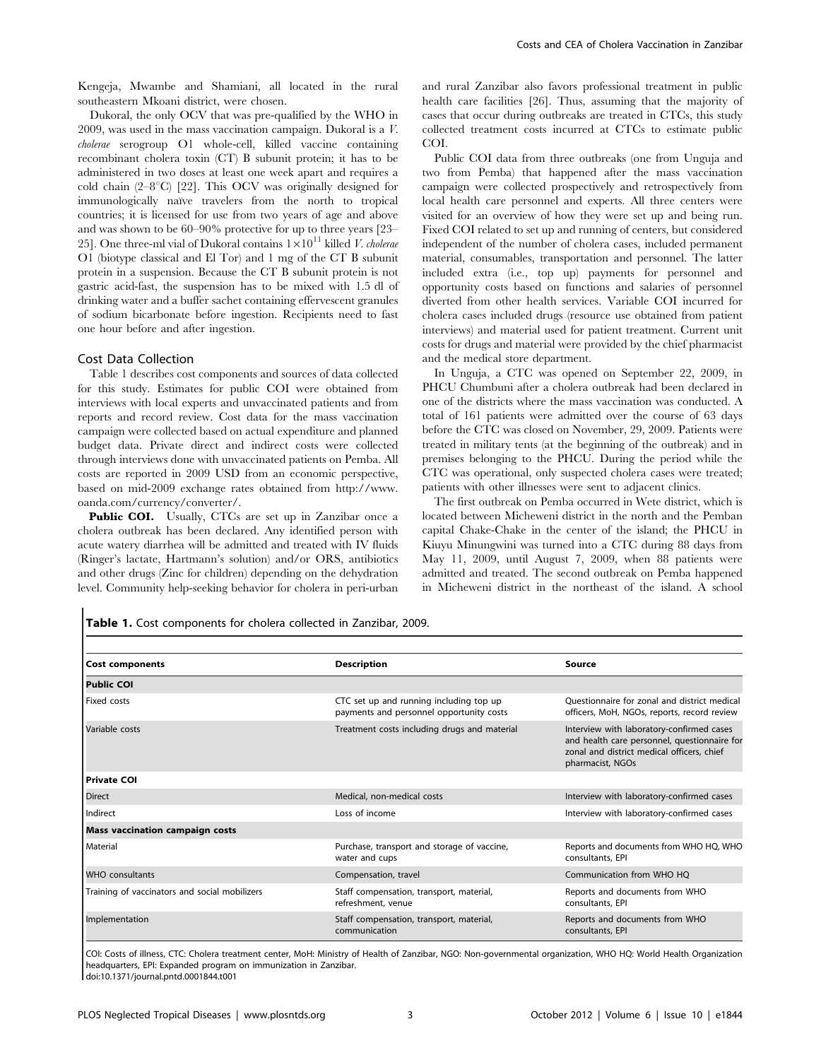Kengeja, Mwambe and Shamiani, all located in the rural southeastern Mkoani district, were chosen.

Dukoral, the only OCV that was pre-qualified by the WHO in 2009, was used in the mass vaccination campaign. Dukoral is a *V. cholerae* serogroup O1 whole-cell, killed vaccine containing recombinant cholera toxin (CT) B subunit protein; it has to be administered in two doses at least one week apart and requires a cold chain (2–8°C) [22]. This OCV was originally designed for immunologically naïve travelers from the north to tropical countries; it is licensed for use from two years of age and above and was shown to be 60–90% protective for up to three years [23–25]. One three-ml vial of Dukoral contains $1\times10^{11}$ killed *V. cholerae* O1 (biotype classical and El Tor) and 1 mg of the CT B subunit protein in a suspension. Because the CT B subunit protein is not gastric acid-fast, the suspension has to be mixed with 1.5 dl of drinking water and a buffer sachet containing effervescent granules of sodium bicarbonate before ingestion. Recipients need to fast one hour before and after ingestion.

### Cost Data Collection

Table 1 describes cost components and sources of data collected for this study. Estimates for public COI were obtained from interviews with local experts and unvaccinated patients and from reports and record review. Cost data for the mass vaccination campaign were collected based on actual expenditure and planned budget data. Private direct and indirect costs were collected through interviews done with unvaccinated patients on Pemba. All costs are reported in 2009 USD from an economic perspective, based on mid-2009 exchange rates obtained from http://www.oanda.com/currency/converter/.

**Public COI.** Usually, CTCs are set up in Zanzibar once a cholera outbreak has been declared. Any identified person with acute watery diarrhea will be admitted and treated with IV fluids (Ringer's lactate, Hartmann's solution) and/or ORS, antibiotics and other drugs (Zinc for children) depending on the dehydration level. Community help-seeking behavior for cholera in peri-urban and rural Zanzibar also favors professional treatment in public health care facilities [26]. Thus, assuming that the majority of cases that occur during outbreaks are treated in CTCs, this study collected treatment costs incurred at CTCs to estimate public COI.

Public COI data from three outbreaks (one from Unguja and two from Pemba) that happened after the mass vaccination campaign were collected prospectively and retrospectively from local health care personnel and experts. All three centers were visited for an overview of how they were set up and being run. Fixed COI related to set up and running of centers, but considered independent of the number of cholera cases, included permanent material, consumables, transportation and personnel. The latter included extra (i.e., top up) payments for personnel and opportunity costs based on functions and salaries of personnel diverted from other health services. Variable COI incurred for cholera cases included drugs (resource use obtained from patient interviews) and material used for patient treatment. Current unit costs for drugs and material were provided by the chief pharmacist and the medical store department.

In Unguja, a CTC was opened on September 22, 2009, in PHCU Chumbuni after a cholera outbreak had been declared in one of the districts where the mass vaccination was conducted. A total of 161 patients were admitted over the course of 63 days before the CTC was closed on November, 29, 2009. Patients were treated in military tents (at the beginning of the outbreak) and in premises belonging to the PHCU. During the period while the CTC was operational, only suspected cholera cases were treated; patients with other illnesses were sent to adjacent clinics.

The first outbreak on Pemba occurred in Wete district, which is located between Micheweni district in the north and the Pemban capital Chake-Chake in the center of the island; the PHCU in Kiuyu Minungwini was turned into a CTC during 88 days from May 11, 2009, until August 7, 2009, when 88 patients were admitted and treated. The second outbreak on Pemba happened in Micheweni district in the northeast of the island. A school

**Table 1.** Cost components for cholera collected in Zanzibar, 2009.

| Cost components | Description | Source |
|---|---|---|
| **Public COI** | | |
| Fixed costs | CTC set up and running including top up payments and personnel opportunity costs | Questionnaire for zonal and district medical officers, MoH, NGOs, reports, record review |
| Variable costs | Treatment costs including drugs and material | Interview with laboratory-confirmed cases and health care personnel, questionnaire for zonal and district medical officers, chief pharmacist, NGOs |
| **Private COI** | | |
| Direct | Medical, non-medical costs | Interview with laboratory-confirmed cases |
| Indirect | Loss of income | Interview with laboratory-confirmed cases |
| **Mass vaccination campaign costs** | | |
| Material | Purchase, transport and storage of vaccine, water and cups | Reports and documents from WHO HQ, WHO consultants, EPI |
| WHO consultants | Compensation, travel | Communication from WHO HQ |
| Training of vaccinators and social mobilizers | Staff compensation, transport, material, refreshment, venue | Reports and documents from WHO consultants, EPI |
| Implementation | Staff compensation, transport, material, communication | Reports and documents from WHO consultants, EPI |

COI: Costs of illness, CTC: Cholera treatment center, MoH: Ministry of Health of Zanzibar, NGO: Non-governmental organization, WHO HQ: World Health Organization headquarters, EPI: Expanded program on immunization in Zanzibar.
doi:10.1371/journal.pntd.0001844.t001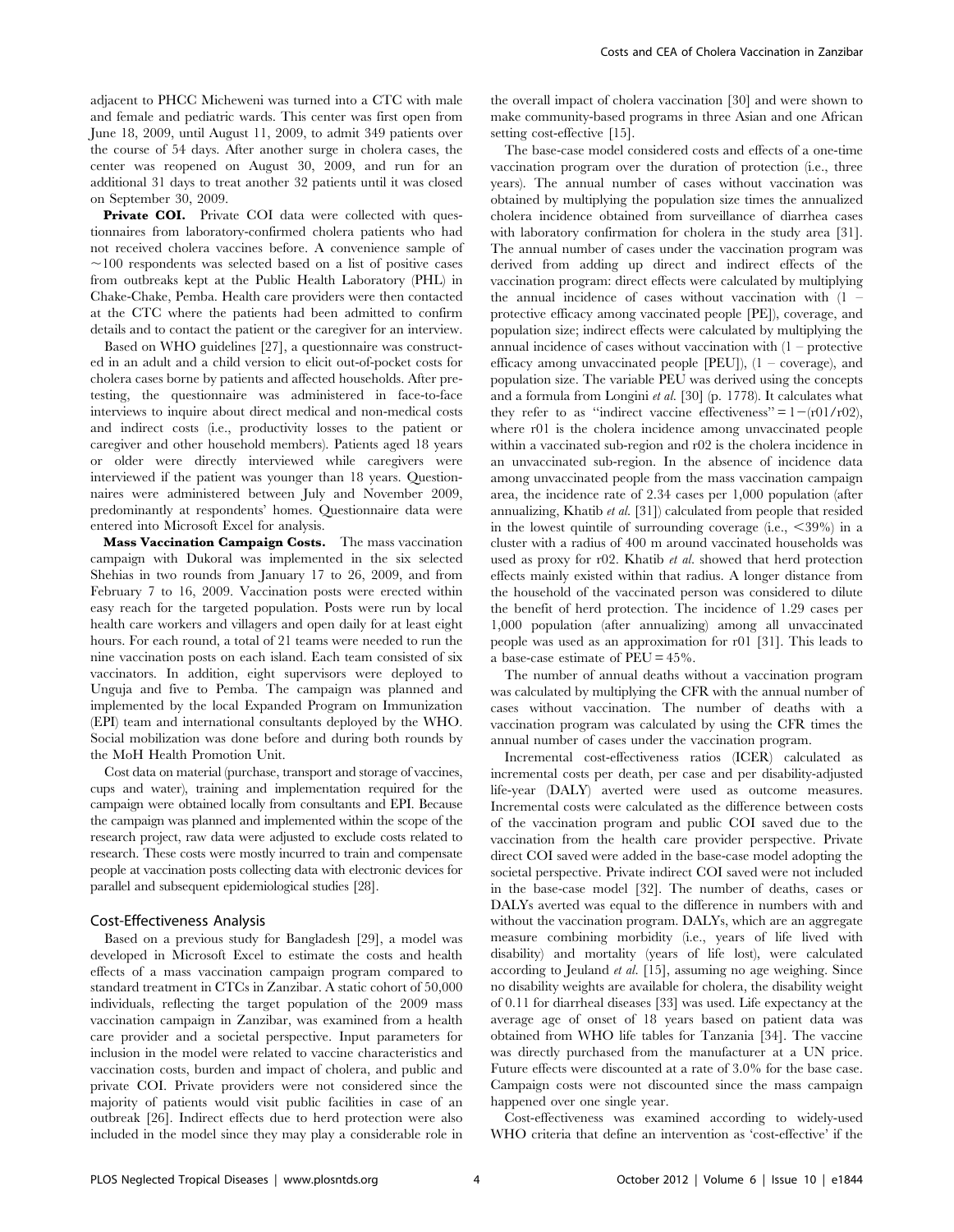adjacent to PHCC Micheweni was turned into a CTC with male and female and pediatric wards. This center was first open from June 18, 2009, until August 11, 2009, to admit 349 patients over the course of 54 days. After another surge in cholera cases, the center was reopened on August 30, 2009, and run for an additional 31 days to treat another 32 patients until it was closed on September 30, 2009.

**Private COI.** Private COI data were collected with questionnaires from laboratory-confirmed cholera patients who had not received cholera vaccines before. A convenience sample of ~100 respondents was selected based on a list of positive cases from outbreaks kept at the Public Health Laboratory (PHL) in Chake-Chake, Pemba. Health care providers were then contacted at the CTC where the patients had been admitted to confirm details and to contact the patient or the caregiver for an interview.

Based on WHO guidelines [27], a questionnaire was constructed in an adult and a child version to elicit out-of-pocket costs for cholera cases borne by patients and affected households. After pretesting, the questionnaire was administered in face-to-face interviews to inquire about direct medical and non-medical costs and indirect costs (i.e., productivity losses to the patient or caregiver and other household members). Patients aged 18 years or older were directly interviewed while caregivers were interviewed if the patient was younger than 18 years. Questionnaires were administered between July and November 2009, predominantly at respondents' homes. Questionnaire data were entered into Microsoft Excel for analysis.

**Mass Vaccination Campaign Costs.** The mass vaccination campaign with Dukoral was implemented in the six selected Shehias in two rounds from January 17 to 26, 2009, and from February 7 to 16, 2009. Vaccination posts were erected within easy reach for the targeted population. Posts were run by local health care workers and villagers and open daily for at least eight hours. For each round, a total of 21 teams were needed to run the nine vaccination posts on each island. Each team consisted of six vaccinators. In addition, eight supervisors were deployed to Unguja and five to Pemba. The campaign was planned and implemented by the local Expanded Program on Immunization (EPI) team and international consultants deployed by the WHO. Social mobilization was done before and during both rounds by the MoH Health Promotion Unit.

Cost data on material (purchase, transport and storage of vaccines, cups and water), training and implementation required for the campaign were obtained locally from consultants and EPI. Because the campaign was planned and implemented within the scope of the research project, raw data were adjusted to exclude costs related to research. These costs were mostly incurred to train and compensate people at vaccination posts collecting data with electronic devices for parallel and subsequent epidemiological studies [28].

## Cost-Effectiveness Analysis

Based on a previous study for Bangladesh [29], a model was developed in Microsoft Excel to estimate the costs and health effects of a mass vaccination campaign program compared to standard treatment in CTCs in Zanzibar. A static cohort of 50,000 individuals, reflecting the target population of the 2009 mass vaccination campaign in Zanzibar, was examined from a health care provider and a societal perspective. Input parameters for inclusion in the model were related to vaccine characteristics and vaccination costs, burden and impact of cholera, and public and private COI. Private providers were not considered since the majority of patients would visit public facilities in case of an outbreak [26]. Indirect effects due to herd protection were also included in the model since they may play a considerable role in the overall impact of cholera vaccination [30] and were shown to make community-based programs in three Asian and one African setting cost-effective [15].

The base-case model considered costs and effects of a one-time vaccination program over the duration of protection (i.e., three years). The annual number of cases without vaccination was obtained by multiplying the population size times the annualized cholera incidence obtained from surveillance of diarrhea cases with laboratory confirmation for cholera in the study area [31]. The annual number of cases under the vaccination program was derived from adding up direct and indirect effects of the vaccination program: direct effects were calculated by multiplying the annual incidence of cases without vaccination with (1 – protective efficacy among vaccinated people [PE]), coverage, and population size; indirect effects were calculated by multiplying the annual incidence of cases without vaccination with (1 – protective efficacy among unvaccinated people [PEU]), (1 – coverage), and population size. The variable PEU was derived using the concepts and a formula from Longini *et al.* [30] (p. 1778). It calculates what they refer to as "indirect vaccine effectiveness" $= 1-(r01/r02)$, where r01 is the cholera incidence among unvaccinated people within a vaccinated sub-region and r02 is the cholera incidence in an unvaccinated sub-region. In the absence of incidence data among unvaccinated people from the mass vaccination campaign area, the incidence rate of 2.34 cases per 1,000 population (after annualizing, Khatib *et al.* [31]) calculated from people that resided in the lowest quintile of surrounding coverage (i.e., <39%) in a cluster with a radius of 400 m around vaccinated households was used as proxy for r02. Khatib *et al.* showed that herd protection effects mainly existed within that radius. A longer distance from the household of the vaccinated person was considered to dilute the benefit of herd protection. The incidence of 1.29 cases per 1,000 population (after annualizing) among all unvaccinated people was used as an approximation for r01 [31]. This leads to a base-case estimate of PEU = 45%.

The number of annual deaths without a vaccination program was calculated by multiplying the CFR with the annual number of cases without vaccination. The number of deaths with a vaccination program was calculated by using the CFR times the annual number of cases under the vaccination program.

Incremental cost-effectiveness ratios (ICER) calculated as incremental costs per death, per case and per disability-adjusted life-year (DALY) averted were used as outcome measures. Incremental costs were calculated as the difference between costs of the vaccination program and public COI saved due to the vaccination from the health care provider perspective. Private direct COI saved were added in the base-case model adopting the societal perspective. Private indirect COI saved were not included in the base-case model [32]. The number of deaths, cases or DALYs averted was equal to the difference in numbers with and without the vaccination program. DALYs, which are an aggregate measure combining morbidity (i.e., years of life lived with disability) and mortality (years of life lost), were calculated according to Jeuland *et al.* [15], assuming no age weighing. Since no disability weights are available for cholera, the disability weight of 0.11 for diarrheal diseases [33] was used. Life expectancy at the average age of onset of 18 years based on patient data was obtained from WHO life tables for Tanzania [34]. The vaccine was directly purchased from the manufacturer at a UN price. Future effects were discounted at a rate of 3.0% for the base case. Campaign costs were not discounted since the mass campaign happened over one single year.

Cost-effectiveness was examined according to widely-used WHO criteria that define an intervention as 'cost-effective' if the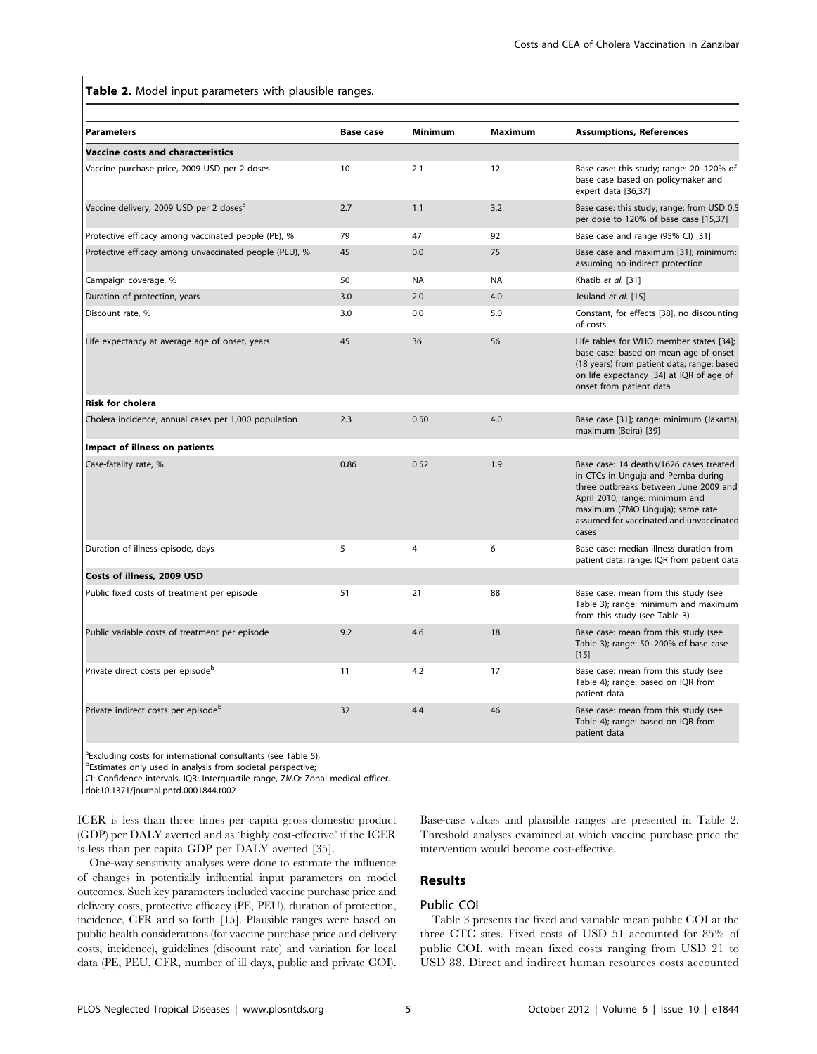**Table 2.** Model input parameters with plausible ranges.

| Parameters | Base case | Minimum | Maximum | Assumptions, References |
|---|---|---|---|---|
| **Vaccine costs and characteristics** | | | | |
| Vaccine purchase price, 2009 USD per 2 doses | 10 | 2.1 | 12 | Base case: this study; range: 20–120% of base case based on policymaker and expert data [36,37] |
| Vaccine delivery, 2009 USD per 2 doses[a] | 2.7 | 1.1 | 3.2 | Base case: this study; range: from USD 0.5 per dose to 120% of base case [15,37] |
| Protective efficacy among vaccinated people (PE), % | 79 | 47 | 92 | Base case and range (95% CI) [31] |
| Protective efficacy among unvaccinated people (PEU), % | 45 | 0.0 | 75 | Base case and maximum [31]; minimum: assuming no indirect protection |
| Campaign coverage, % | 50 | NA | NA | Khatib *et al.* [31] |
| Duration of protection, years | 3.0 | 2.0 | 4.0 | Jeuland *et al.* [15] |
| Discount rate, % | 3.0 | 0.0 | 5.0 | Constant, for effects [38], no discounting of costs |
| Life expectancy at average age of onset, years | 45 | 36 | 56 | Life tables for WHO member states [34]; base case: based on mean age of onset (18 years) from patient data; range: based on life expectancy [34] at IQR of age of onset from patient data |
| **Risk for cholera** | | | | |
| Cholera incidence, annual cases per 1,000 population | 2.3 | 0.50 | 4.0 | Base case [31]; range: minimum (Jakarta), maximum (Beira) [39] |
| **Impact of illness on patients** | | | | |
| Case-fatality rate, % | 0.86 | 0.52 | 1.9 | Base case: 14 deaths/1626 cases treated in CTCs in Unguja and Pemba during three outbreaks between June 2009 and April 2010; range: minimum and maximum (ZMO Unguja); same rate assumed for vaccinated and unvaccinated cases |
| Duration of illness episode, days | 5 | 4 | 6 | Base case: median illness duration from patient data; range: IQR from patient data |
| **Costs of illness, 2009 USD** | | | | |
| Public fixed costs of treatment per episode | 51 | 21 | 88 | Base case: mean from this study (see Table 3); range: minimum and maximum from this study (see Table 3) |
| Public variable costs of treatment per episode | 9.2 | 4.6 | 18 | Base case: mean from this study (see Table 3); range: 50–200% of base case [15] |
| Private direct costs per episode[b] | 11 | 4.2 | 17 | Base case: mean from this study (see Table 4); range: based on IQR from patient data |
| Private indirect costs per episode[b] | 32 | 4.4 | 46 | Base case: mean from this study (see Table 4); range: based on IQR from patient data |

[a]Excluding costs for international consultants (see Table 5);
[b]Estimates only used in analysis from societal perspective;
CI: Confidence intervals, IQR: Interquartile range, ZMO: Zonal medical officer.
doi:10.1371/journal.pntd.0001844.t002

ICER is less than three times per capita gross domestic product (GDP) per DALY averted and as 'highly cost-effective' if the ICER is less than per capita GDP per DALY averted [35].

One-way sensitivity analyses were done to estimate the influence of changes in potentially influential input parameters on model outcomes. Such key parameters included vaccine purchase price and delivery costs, protective efficacy (PE, PEU), duration of protection, incidence, CFR and so forth [15]. Plausible ranges were based on public health considerations (for vaccine purchase price and delivery costs, incidence), guidelines (discount rate) and variation for local data (PE, PEU, CFR, number of ill days, public and private COI). Base-case values and plausible ranges are presented in Table 2. Threshold analyses examined at which vaccine purchase price the intervention would become cost-effective.

## Results

### Public COI

Table 3 presents the fixed and variable mean public COI at the three CTC sites. Fixed costs of USD 51 accounted for 85% of public COI, with mean fixed costs ranging from USD 21 to USD 88. Direct and indirect human resources costs accounted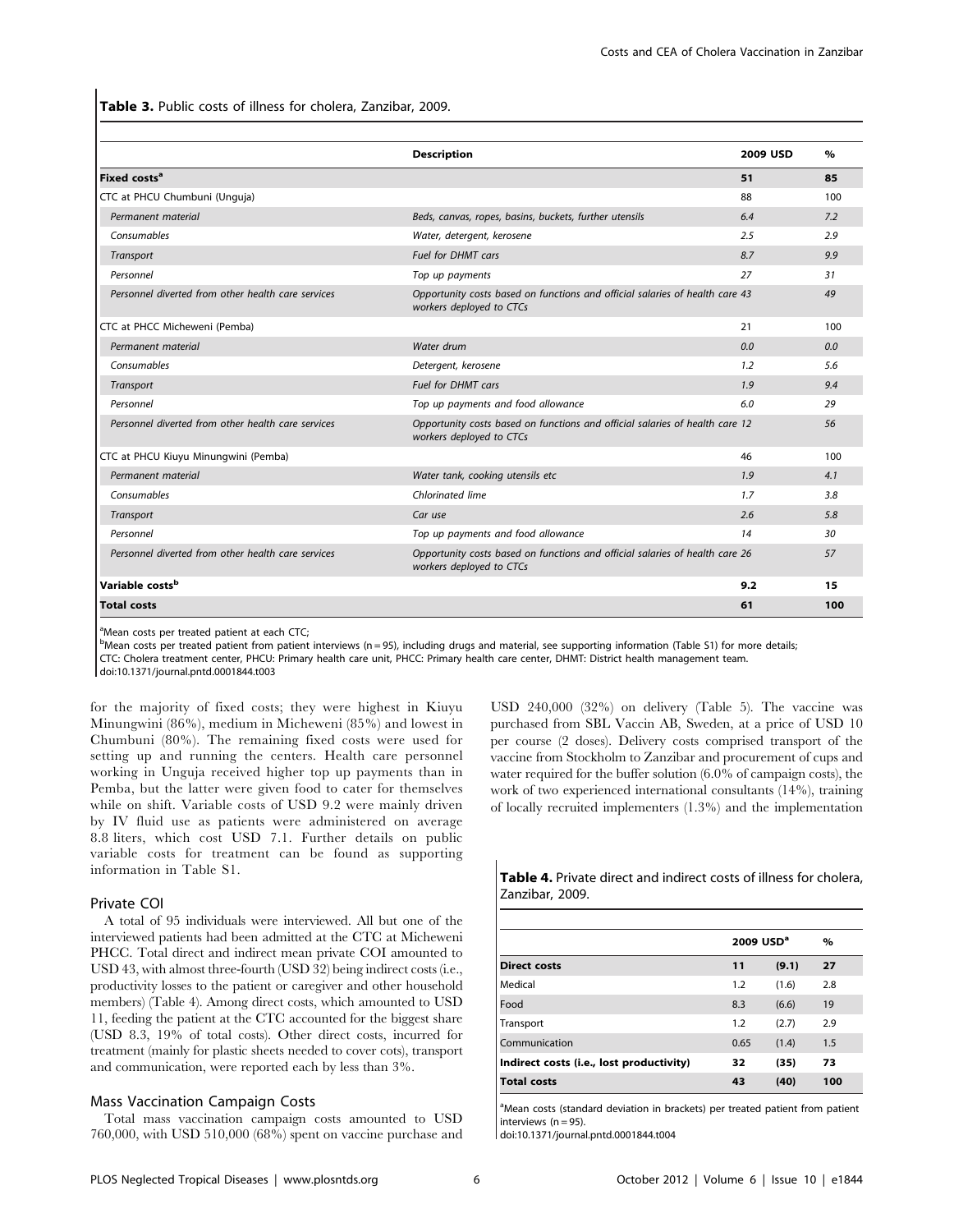**Table 3.** Public costs of illness for cholera, Zanzibar, 2009.

| | Description | 2009 USD | % |
|---|---|---|---|
| **Fixed costs[a]** | | **51** | **85** |
| CTC at PHCU Chumbuni (Unguja) | | 88 | 100 |
| *Permanent material* | *Beds, canvas, ropes, basins, buckets, further utensils* | *6.4* | *7.2* |
| *Consumables* | *Water, detergent, kerosene* | *2.5* | *2.9* |
| *Transport* | *Fuel for DHMT cars* | *8.7* | *9.9* |
| *Personnel* | *Top up payments* | *27* | *31* |
| *Personnel diverted from other health care services* | *Opportunity costs based on functions and official salaries of health care workers deployed to CTCs* | *43* | *49* |
| CTC at PHCC Micheweni (Pemba) | | 21 | 100 |
| *Permanent material* | *Water drum* | *0.0* | *0.0* |
| *Consumables* | *Detergent, kerosene* | *1.2* | *5.6* |
| *Transport* | *Fuel for DHMT cars* | *1.9* | *9.4* |
| *Personnel* | *Top up payments and food allowance* | *6.0* | *29* |
| *Personnel diverted from other health care services* | *Opportunity costs based on functions and official salaries of health care workers deployed to CTCs* | *12* | *56* |
| CTC at PHCU Kiuyu Minungwini (Pemba) | | 46 | 100 |
| *Permanent material* | *Water tank, cooking utensils etc* | *1.9* | *4.1* |
| *Consumables* | *Chlorinated lime* | *1.7* | *3.8* |
| *Transport* | *Car use* | *2.6* | *5.8* |
| *Personnel* | *Top up payments and food allowance* | *14* | *30* |
| *Personnel diverted from other health care services* | *Opportunity costs based on functions and official salaries of health care workers deployed to CTCs* | *26* | *57* |
| **Variable costs[b]** | | **9.2** | **15** |
| **Total costs** | | **61** | **100** |

[a]Mean costs per treated patient at each CTC;
[b]Mean costs per treated patient from patient interviews (n = 95), including drugs and material, see supporting information (Table S1) for more details;
CTC: Cholera treatment center, PHCU: Primary health care unit, PHCC: Primary health care center, DHMT: District health management team.
doi:10.1371/journal.pntd.0001844.t003

for the majority of fixed costs; they were highest in Kiuyu Minungwini (86%), medium in Micheweni (85%) and lowest in Chumbuni (80%). The remaining fixed costs were used for setting up and running the centers. Health care personnel working in Unguja received higher top up payments than in Pemba, but the latter were given food to cater for themselves while on shift. Variable costs of USD 9.2 were mainly driven by IV fluid use as patients were administered on average 8.8 liters, which cost USD 7.1. Further details on public variable costs for treatment can be found as supporting information in Table S1.

### Private COI

A total of 95 individuals were interviewed. All but one of the interviewed patients had been admitted at the CTC at Micheweni PHCC. Total direct and indirect mean private COI amounted to USD 43, with almost three-fourth (USD 32) being indirect costs (i.e., productivity losses to the patient or caregiver and other household members) (Table 4). Among direct costs, which amounted to USD 11, feeding the patient at the CTC accounted for the biggest share (USD 8.3, 19% of total costs). Other direct costs, incurred for treatment (mainly for plastic sheets needed to cover cots), transport and communication, were reported each by less than 3%.

### Mass Vaccination Campaign Costs

Total mass vaccination campaign costs amounted to USD 760,000, with USD 510,000 (68%) spent on vaccine purchase and USD 240,000 (32%) on delivery (Table 5). The vaccine was purchased from SBL Vaccin AB, Sweden, at a price of USD 10 per course (2 doses). Delivery costs comprised transport of the vaccine from Stockholm to Zanzibar and procurement of cups and water required for the buffer solution (6.0% of campaign costs), the work of two experienced international consultants (14%), training of locally recruited implementers (1.3%) and the implementation

**Table 4.** Private direct and indirect costs of illness for cholera, Zanzibar, 2009.

| | 2009 USD[a] | | % |
|---|---|---|---|
| **Direct costs** | **11** | **(9.1)** | **27** |
| Medical | 1.2 | (1.6) | 2.8 |
| Food | 8.3 | (6.6) | 19 |
| Transport | 1.2 | (2.7) | 2.9 |
| Communication | 0.65 | (1.4) | 1.5 |
| **Indirect costs (i.e., lost productivity)** | **32** | **(35)** | **73** |
| **Total costs** | **43** | **(40)** | **100** |

[a]Mean costs (standard deviation in brackets) per treated patient from patient interviews (n = 95).
doi:10.1371/journal.pntd.0001844.t004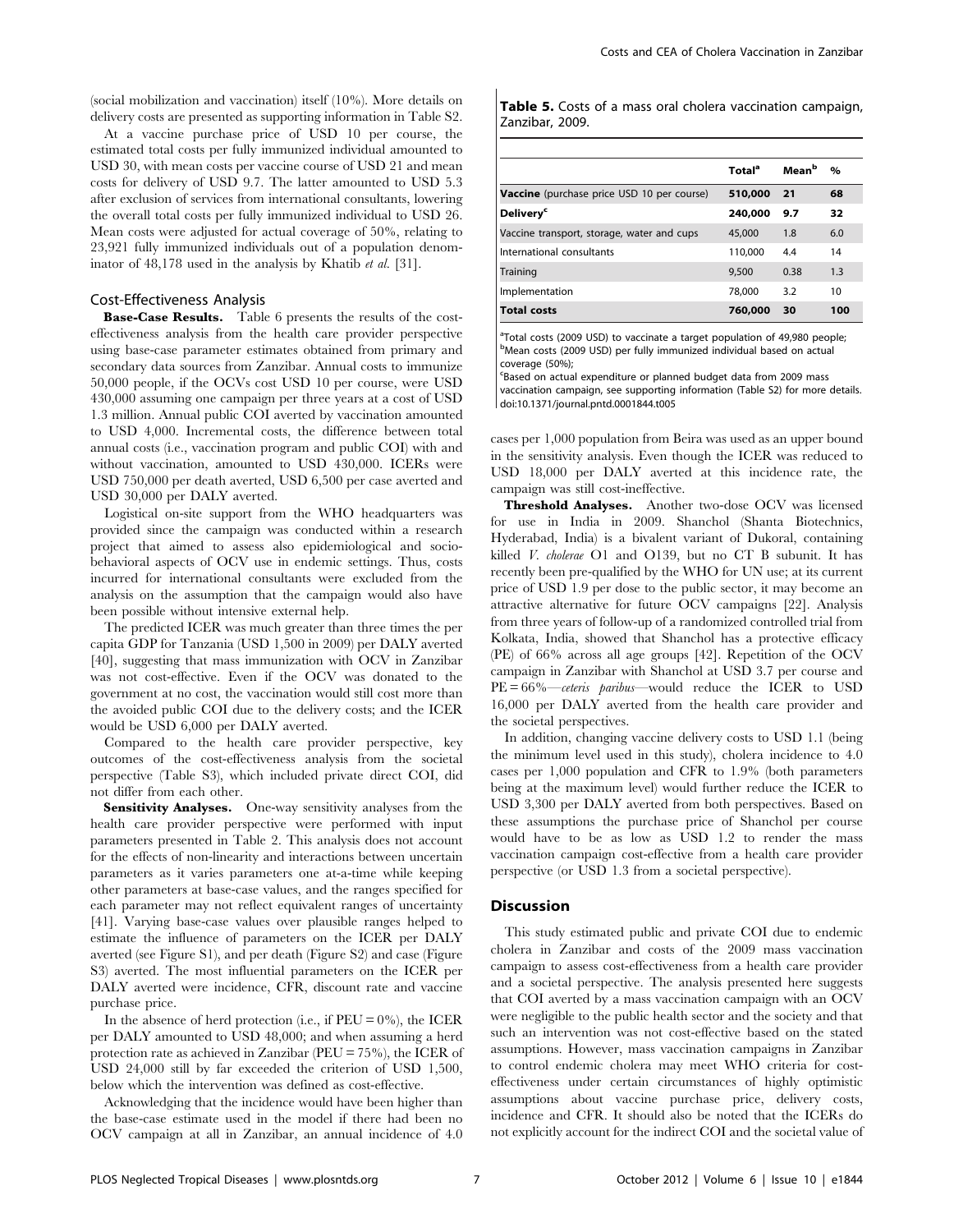(social mobilization and vaccination) itself (10%). More details on delivery costs are presented as supporting information in Table S2.

At a vaccine purchase price of USD 10 per course, the estimated total costs per fully immunized individual amounted to USD 30, with mean costs per vaccine course of USD 21 and mean costs for delivery of USD 9.7. The latter amounted to USD 5.3 after exclusion of services from international consultants, lowering the overall total costs per fully immunized individual to USD 26. Mean costs were adjusted for actual coverage of 50%, relating to 23,921 fully immunized individuals out of a population denominator of 48,178 used in the analysis by Khatib *et al.* [31].

**Table 5.** Costs of a mass oral cholera vaccination campaign, Zanzibar, 2009.

| | Total[a] | Mean[b] | % |
|---|---|---|---|
| **Vaccine** (purchase price USD 10 per course) | **510,000** | **21** | **68** |
| **Delivery**[c] | **240,000** | **9.7** | **32** |
| Vaccine transport, storage, water and cups | 45,000 | 1.8 | 6.0 |
| International consultants | 110,000 | 4.4 | 14 |
| Training | 9,500 | 0.38 | 1.3 |
| Implementation | 78,000 | 3.2 | 10 |
| **Total costs** | **760,000** | **30** | **100** |

[a]Total costs (2009 USD) to vaccinate a target population of 49,980 people;
[b]Mean costs (2009 USD) per fully immunized individual based on actual coverage (50%);
[c]Based on actual expenditure or planned budget data from 2009 mass vaccination campaign, see supporting information (Table S2) for more details.
doi:10.1371/journal.pntd.0001844.t005

## Cost-Effectiveness Analysis

**Base-Case Results.** Table 6 presents the results of the cost-effectiveness analysis from the health care provider perspective using base-case parameter estimates obtained from primary and secondary data sources from Zanzibar. Annual costs to immunize 50,000 people, if the OCVs cost USD 10 per course, were USD 430,000 assuming one campaign per three years at a cost of USD 1.3 million. Annual public COI averted by vaccination amounted to USD 4,000. Incremental costs, the difference between total annual costs (i.e., vaccination program and public COI) with and without vaccination, amounted to USD 430,000. ICERs were USD 750,000 per death averted, USD 6,500 per case averted and USD 30,000 per DALY averted.

Logistical on-site support from the WHO headquarters was provided since the campaign was conducted within a research project that aimed to assess also epidemiological and socio-behavioral aspects of OCV use in endemic settings. Thus, costs incurred for international consultants were excluded from the analysis on the assumption that the campaign would also have been possible without intensive external help.

The predicted ICER was much greater than three times the per capita GDP for Tanzania (USD 1,500 in 2009) per DALY averted [40], suggesting that mass immunization with OCV in Zanzibar was not cost-effective. Even if the OCV was donated to the government at no cost, the vaccination would still cost more than the avoided public COI due to the delivery costs; and the ICER would be USD 6,000 per DALY averted.

Compared to the health care provider perspective, key outcomes of the cost-effectiveness analysis from the societal perspective (Table S3), which included private direct COI, did not differ from each other.

**Sensitivity Analyses.** One-way sensitivity analyses from the health care provider perspective were performed with input parameters presented in Table 2. This analysis does not account for the effects of non-linearity and interactions between uncertain parameters as it varies parameters one at-a-time while keeping other parameters at base-case values, and the ranges specified for each parameter may not reflect equivalent ranges of uncertainty [41]. Varying base-case values over plausible ranges helped to estimate the influence of parameters on the ICER per DALY averted (see Figure S1), and per death (Figure S2) and case (Figure S3) averted. The most influential parameters on the ICER per DALY averted were incidence, CFR, discount rate and vaccine purchase price.

In the absence of herd protection (i.e., if PEU = 0%), the ICER per DALY amounted to USD 48,000; and when assuming a herd protection rate as achieved in Zanzibar (PEU = 75%), the ICER of USD 24,000 still by far exceeded the criterion of USD 1,500, below which the intervention was defined as cost-effective.

Acknowledging that the incidence would have been higher than the base-case estimate used in the model if there had been no OCV campaign at all in Zanzibar, an annual incidence of 4.0 cases per 1,000 population from Beira was used as an upper bound in the sensitivity analysis. Even though the ICER was reduced to USD 18,000 per DALY averted at this incidence rate, the campaign was still cost-ineffective.

**Threshold Analyses.** Another two-dose OCV was licensed for use in India in 2009. Shanchol (Shanta Biotechnics, Hyderabad, India) is a bivalent variant of Dukoral, containing killed *V. cholerae* O1 and O139, but no CT B subunit. It has recently been pre-qualified by the WHO for UN use; at its current price of USD 1.9 per dose to the public sector, it may become an attractive alternative for future OCV campaigns [22]. Analysis from three years of follow-up of a randomized controlled trial from Kolkata, India, showed that Shanchol has a protective efficacy (PE) of 66% across all age groups [42]. Repetition of the OCV campaign in Zanzibar with Shanchol at USD 3.7 per course and PE = 66%—*ceteris paribus*—would reduce the ICER to USD 16,000 per DALY averted from the health care provider and the societal perspectives.

In addition, changing vaccine delivery costs to USD 1.1 (being the minimum level used in this study), cholera incidence to 4.0 cases per 1,000 population and CFR to 1.9% (both parameters being at the maximum level) would further reduce the ICER to USD 3,300 per DALY averted from both perspectives. Based on these assumptions the purchase price of Shanchol per course would have to be as low as USD 1.2 to render the mass vaccination campaign cost-effective from a health care provider perspective (or USD 1.3 from a societal perspective).

## Discussion

This study estimated public and private COI due to endemic cholera in Zanzibar and costs of the 2009 mass vaccination campaign to assess cost-effectiveness from a health care provider and a societal perspective. The analysis presented here suggests that COI averted by a mass vaccination campaign with an OCV were negligible to the public health sector and the society and that such an intervention was not cost-effective based on the stated assumptions. However, mass vaccination campaigns in Zanzibar to control endemic cholera may meet WHO criteria for cost-effectiveness under certain circumstances of highly optimistic assumptions about vaccine purchase price, delivery costs, incidence and CFR. It should also be noted that the ICERs do not explicitly account for the indirect COI and the societal value of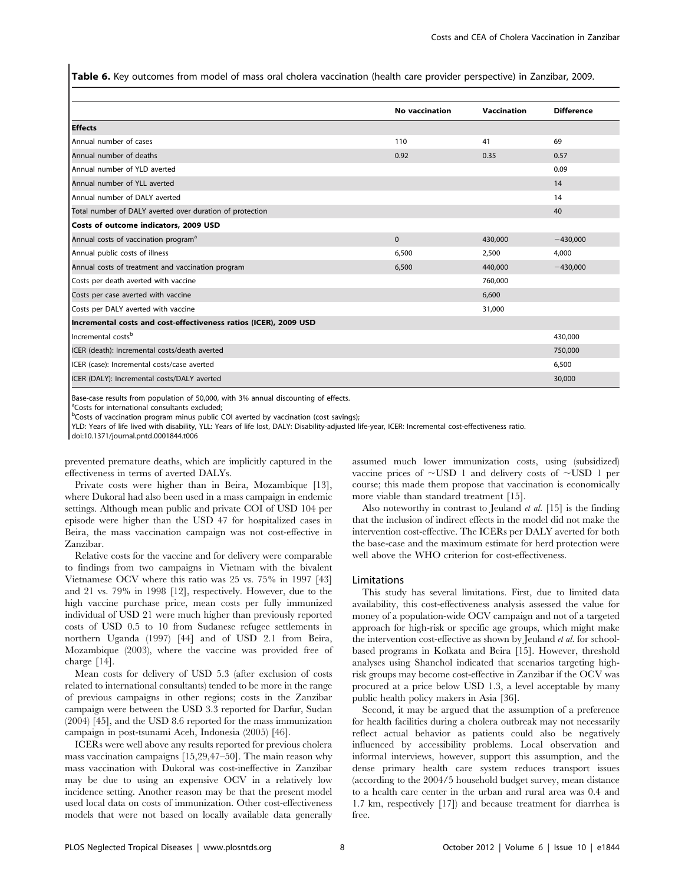**Table 6.** Key outcomes from model of mass oral cholera vaccination (health care provider perspective) in Zanzibar, 2009.

| | No vaccination | Vaccination | Difference |
|---|---|---|---|
| **Effects** | | | |
| Annual number of cases | 110 | 41 | 69 |
| Annual number of deaths | 0.92 | 0.35 | 0.57 |
| Annual number of YLD averted | | | 0.09 |
| Annual number of YLL averted | | | 14 |
| Annual number of DALY averted | | | 14 |
| Total number of DALY averted over duration of protection | | | 40 |
| **Costs of outcome indicators, 2009 USD** | | | |
| Annual costs of vaccination program[a] | 0 | 430,000 | −430,000 |
| Annual public costs of illness | 6,500 | 2,500 | 4,000 |
| Annual costs of treatment and vaccination program | 6,500 | 440,000 | −430,000 |
| Costs per death averted with vaccine | | 760,000 | |
| Costs per case averted with vaccine | | 6,600 | |
| Costs per DALY averted with vaccine | | 31,000 | |
| **Incremental costs and cost-effectiveness ratios (ICER), 2009 USD** | | | |
| Incremental costs[b] | | | 430,000 |
| ICER (death): Incremental costs/death averted | | | 750,000 |
| ICER (case): Incremental costs/case averted | | | 6,500 |
| ICER (DALY): Incremental costs/DALY averted | | | 30,000 |

Base-case results from population of 50,000, with 3% annual discounting of effects.
[a]Costs for international consultants excluded;
[b]Costs of vaccination program minus public COI averted by vaccination (cost savings);
YLD: Years of life lived with disability, YLL: Years of life lost, DALY: Disability-adjusted life-year, ICER: Incremental cost-effectiveness ratio.
doi:10.1371/journal.pntd.0001844.t006

prevented premature deaths, which are implicitly captured in the effectiveness in terms of averted DALYs.

Private costs were higher than in Beira, Mozambique [13], where Dukoral had also been used in a mass campaign in endemic settings. Although mean public and private COI of USD 104 per episode were higher than the USD 47 for hospitalized cases in Beira, the mass vaccination campaign was not cost-effective in Zanzibar.

Relative costs for the vaccine and for delivery were comparable to findings from two campaigns in Vietnam with the bivalent Vietnamese OCV where this ratio was 25 vs. 75% in 1997 [43] and 21 vs. 79% in 1998 [12], respectively. However, due to the high vaccine purchase price, mean costs per fully immunized individual of USD 21 were much higher than previously reported costs of USD 0.5 to 10 from Sudanese refugee settlements in northern Uganda (1997) [44] and of USD 2.1 from Beira, Mozambique (2003), where the vaccine was provided free of charge [14].

Mean costs for delivery of USD 5.3 (after exclusion of costs related to international consultants) tended to be more in the range of previous campaigns in other regions; costs in the Zanzibar campaign were between the USD 3.3 reported for Darfur, Sudan (2004) [45], and the USD 8.6 reported for the mass immunization campaign in post-tsunami Aceh, Indonesia (2005) [46].

ICERs were well above any results reported for previous cholera mass vaccination campaigns [15,29,47–50]. The main reason why mass vaccination with Dukoral was cost-ineffective in Zanzibar may be due to using an expensive OCV in a relatively low incidence setting. Another reason may be that the present model used local data on costs of immunization. Other cost-effectiveness models that were not based on locally available data generally assumed much lower immunization costs, using (subsidized) vaccine prices of ~USD 1 and delivery costs of ~USD 1 per course; this made them propose that vaccination is economically more viable than standard treatment [15].

Also noteworthy in contrast to Jeuland *et al.* [15] is the finding that the inclusion of indirect effects in the model did not make the intervention cost-effective. The ICERs per DALY averted for both the base-case and the maximum estimate for herd protection were well above the WHO criterion for cost-effectiveness.

### Limitations

This study has several limitations. First, due to limited data availability, this cost-effectiveness analysis assessed the value for money of a population-wide OCV campaign and not of a targeted approach for high-risk or specific age groups, which might make the intervention cost-effective as shown by Jeuland *et al.* for school-based programs in Kolkata and Beira [15]. However, threshold analyses using Shanchol indicated that scenarios targeting high-risk groups may become cost-effective in Zanzibar if the OCV was procured at a price below USD 1.3, a level acceptable by many public health policy makers in Asia [36].

Second, it may be argued that the assumption of a preference for health facilities during a cholera outbreak may not necessarily reflect actual behavior as patients could also be negatively influenced by accessibility problems. Local observation and informal interviews, however, support this assumption, and the dense primary health care system reduces transport issues (according to the 2004/5 household budget survey, mean distance to a health care center in the urban and rural area was 0.4 and 1.7 km, respectively [17]) and because treatment for diarrhea is free.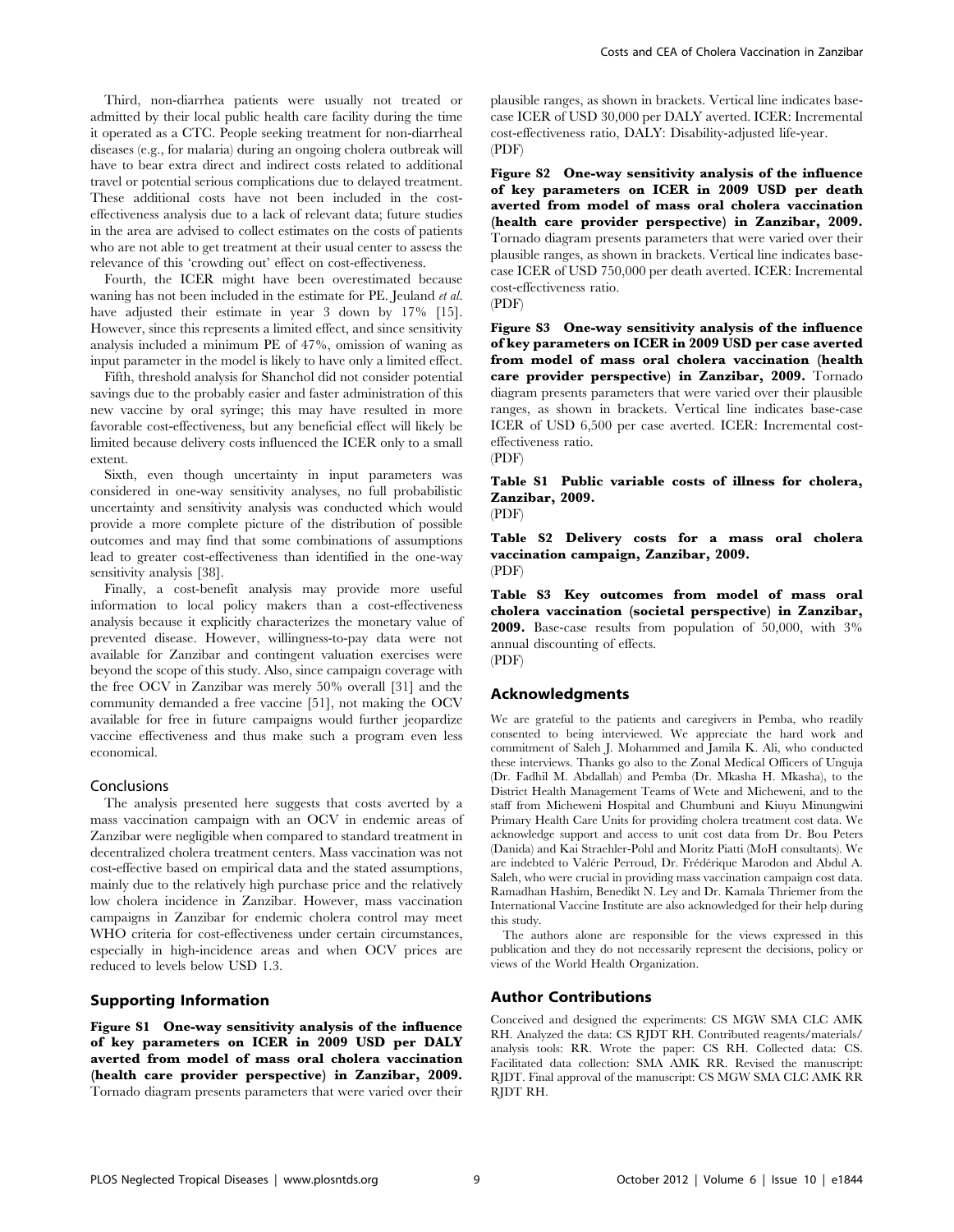Third, non-diarrhea patients were usually not treated or admitted by their local public health care facility during the time it operated as a CTC. People seeking treatment for non-diarrheal diseases (e.g., for malaria) during an ongoing cholera outbreak will have to bear extra direct and indirect costs related to additional travel or potential serious complications due to delayed treatment. These additional costs have not been included in the cost-effectiveness analysis due to a lack of relevant data; future studies in the area are advised to collect estimates on the costs of patients who are not able to get treatment at their usual center to assess the relevance of this 'crowding out' effect on cost-effectiveness.

Fourth, the ICER might have been overestimated because waning has not been included in the estimate for PE. Jeuland *et al.* have adjusted their estimate in year 3 down by 17% [15]. However, since this represents a limited effect, and since sensitivity analysis included a minimum PE of 47%, omission of waning as input parameter in the model is likely to have only a limited effect.

Fifth, threshold analysis for Shanchol did not consider potential savings due to the probably easier and faster administration of this new vaccine by oral syringe; this may have resulted in more favorable cost-effectiveness, but any beneficial effect will likely be limited because delivery costs influenced the ICER only to a small extent.

Sixth, even though uncertainty in input parameters was considered in one-way sensitivity analyses, no full probabilistic uncertainty and sensitivity analysis was conducted which would provide a more complete picture of the distribution of possible outcomes and may find that some combinations of assumptions lead to greater cost-effectiveness than identified in the one-way sensitivity analysis [38].

Finally, a cost-benefit analysis may provide more useful information to local policy makers than a cost-effectiveness analysis because it explicitly characterizes the monetary value of prevented disease. However, willingness-to-pay data were not available for Zanzibar and contingent valuation exercises were beyond the scope of this study. Also, since campaign coverage with the free OCV in Zanzibar was merely 50% overall [31] and the community demanded a free vaccine [51], not making the OCV available for free in future campaigns would further jeopardize vaccine effectiveness and thus make such a program even less economical.

### Conclusions

The analysis presented here suggests that costs averted by a mass vaccination campaign with an OCV in endemic areas of Zanzibar were negligible when compared to standard treatment in decentralized cholera treatment centers. Mass vaccination was not cost-effective based on empirical data and the stated assumptions, mainly due to the relatively high purchase price and the relatively low cholera incidence in Zanzibar. However, mass vaccination campaigns in Zanzibar for endemic cholera control may meet WHO criteria for cost-effectiveness under certain circumstances, especially in high-incidence areas and when OCV prices are reduced to levels below USD 1.3.

## Supporting Information

**Figure S1 One-way sensitivity analysis of the influence of key parameters on ICER in 2009 USD per DALY averted from model of mass oral cholera vaccination (health care provider perspective) in Zanzibar, 2009.** Tornado diagram presents parameters that were varied over their plausible ranges, as shown in brackets. Vertical line indicates base-case ICER of USD 30,000 per DALY averted. ICER: Incremental cost-effectiveness ratio, DALY: Disability-adjusted life-year.
(PDF)

**Figure S2 One-way sensitivity analysis of the influence of key parameters on ICER in 2009 USD per death averted from model of mass oral cholera vaccination (health care provider perspective) in Zanzibar, 2009.** Tornado diagram presents parameters that were varied over their plausible ranges, as shown in brackets. Vertical line indicates base-case ICER of USD 750,000 per death averted. ICER: Incremental cost-effectiveness ratio.
(PDF)

**Figure S3 One-way sensitivity analysis of the influence of key parameters on ICER in 2009 USD per case averted from model of mass oral cholera vaccination (health care provider perspective) in Zanzibar, 2009.** Tornado diagram presents parameters that were varied over their plausible ranges, as shown in brackets. Vertical line indicates base-case ICER of USD 6,500 per case averted. ICER: Incremental cost-effectiveness ratio.
(PDF)

**Table S1 Public variable costs of illness for cholera, Zanzibar, 2009.**
(PDF)

**Table S2 Delivery costs for a mass oral cholera vaccination campaign, Zanzibar, 2009.**
(PDF)

**Table S3 Key outcomes from model of mass oral cholera vaccination (societal perspective) in Zanzibar, 2009.** Base-case results from population of 50,000, with 3% annual discounting of effects.
(PDF)

## Acknowledgments

We are grateful to the patients and caregivers in Pemba, who readily consented to being interviewed. We appreciate the hard work and commitment of Saleh J. Mohammed and Jamila K. Ali, who conducted these interviews. Thanks go also to the Zonal Medical Officers of Unguja (Dr. Fadhil M. Abdallah) and Pemba (Dr. Mkasha H. Mkasha), to the District Health Management Teams of Wete and Micheweni, and to the staff from Micheweni Hospital and Chumbuni and Kiuyu Minungwini Primary Health Care Units for providing cholera treatment cost data. We acknowledge support and access to unit cost data from Dr. Bou Peters (Danida) and Kai Straehler-Pohl and Moritz Piatti (MoH consultants). We are indebted to Valérie Perroud, Dr. Frédérique Marodon and Abdul A. Saleh, who were crucial in providing mass vaccination campaign cost data. Ramadhan Hashim, Benedikt N. Ley and Dr. Kamala Thriemer from the International Vaccine Institute are also acknowledged for their help during this study.

The authors alone are responsible for the views expressed in this publication and they do not necessarily represent the decisions, policy or views of the World Health Organization.

## Author Contributions

Conceived and designed the experiments: CS MGW SMA CLC AMK RH. Analyzed the data: CS RJDT RH. Contributed reagents/materials/analysis tools: RR. Wrote the paper: CS RH. Collected data: CS. Facilitated data collection: SMA AMK RR. Revised the manuscript: RJDT. Final approval of the manuscript: CS MGW SMA CLC AMK RR RJDT RH.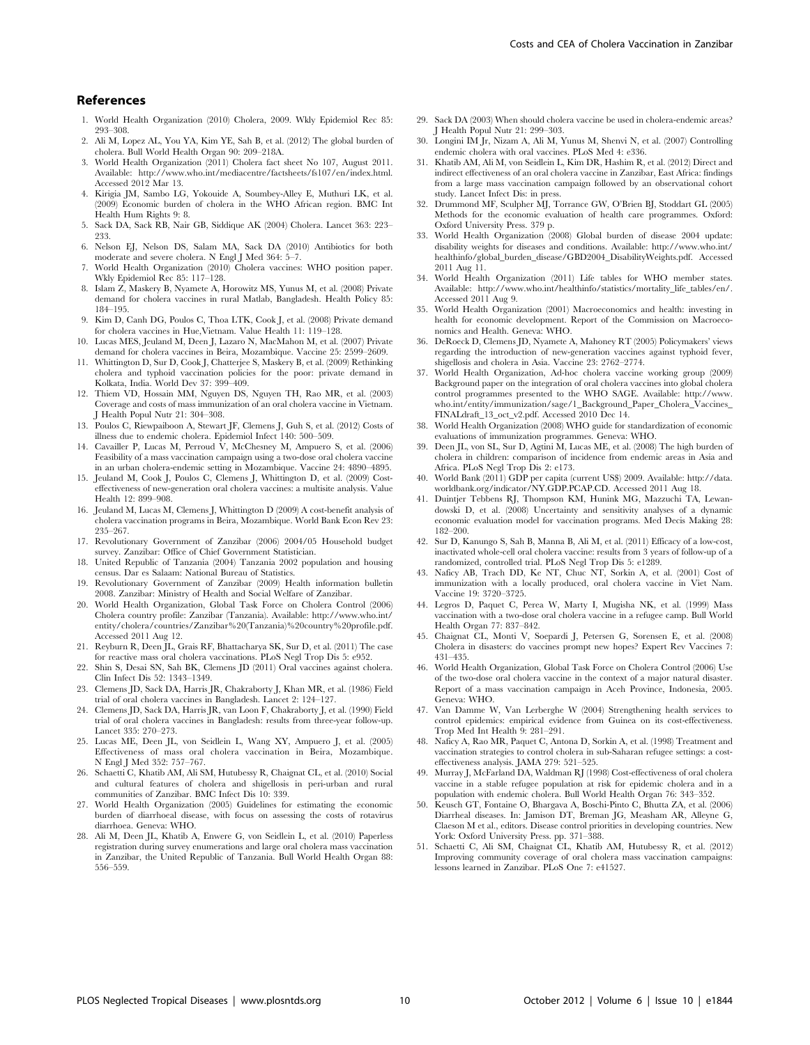## References

1. World Health Organization (2010) Cholera, 2009. Wkly Epidemiol Rec 85: 293–308.
2. Ali M, Lopez AL, You YA, Kim YE, Sah B, et al. (2012) The global burden of cholera. Bull World Health Organ 90: 209–218A.
3. World Health Organization (2011) Cholera fact sheet No 107, August 2011. Available: http://www.who.int/mediacentre/factsheets/fs107/en/index.html. Accessed 2012 Mar 13.
4. Kirigia JM, Sambo LG, Yokouide A, Soumbey-Alley E, Muthuri LK, et al. (2009) Economic burden of cholera in the WHO African region. BMC Int Health Hum Rights 9: 8.
5. Sack DA, Sack RB, Nair GB, Siddique AK (2004) Cholera. Lancet 363: 223–233.
6. Nelson EJ, Nelson DS, Salam MA, Sack DA (2010) Antibiotics for both moderate and severe cholera. N Engl J Med 364: 5–7.
7. World Health Organization (2010) Cholera vaccines: WHO position paper. Wkly Epidemiol Rec 85: 117–128.
8. Islam Z, Maskery B, Nyamete A, Horowitz MS, Yunus M, et al. (2008) Private demand for cholera vaccines in rural Matlab, Bangladesh. Health Policy 85: 184–195.
9. Kim D, Canh DG, Poulos C, Thoa LTK, Cook J, et al. (2008) Private demand for cholera vaccines in Hue,Vietnam. Value Health 11: 119–128.
10. Lucas MES, Jeuland M, Deen J, Lazaro N, MacMahon M, et al. (2007) Private demand for cholera vaccines in Beira, Mozambique. Vaccine 25: 2599–2609.
11. Whittington D, Sur D, Cook J, Chatterjee S, Maskery B, et al. (2009) Rethinking cholera and typhoid vaccination policies for the poor: private demand in Kolkata, India. World Dev 37: 399–409.
12. Thiem VD, Hossain MM, Nguyen DS, Nguyen TH, Rao MR, et al. (2003) Coverage and costs of mass immunization of an oral cholera vaccine in Vietnam. J Health Popul Nutr 21: 304–308.
13. Poulos C, Riewpaiboon A, Stewart JF, Clemens J, Guh S, et al. (2012) Costs of illness due to endemic cholera. Epidemiol Infect 140: 500–509.
14. Cavailler P, Lucas M, Perroud V, McChesney M, Ampuero S, et al. (2006) Feasibility of a mass vaccination campaign using a two-dose oral cholera vaccine in an urban cholera-endemic setting in Mozambique. Vaccine 24: 4890–4895.
15. Jeuland M, Cook J, Poulos C, Clemens J, Whittington D, et al. (2009) Cost-effectiveness of new-generation oral cholera vaccines: a multisite analysis. Value Health 12: 899–908.
16. Jeuland M, Lucas M, Clemens J, Whittington D (2009) A cost-benefit analysis of cholera vaccination programs in Beira, Mozambique. World Bank Econ Rev 23: 235–267.
17. Revolutionary Government of Zanzibar (2006) 2004/05 Household budget survey. Zanzibar: Office of Chief Government Statistician.
18. United Republic of Tanzania (2004) Tanzania 2002 population and housing census. Dar es Salaam: National Bureau of Statistics.
19. Revolutionary Government of Zanzibar (2009) Health information bulletin 2008. Zanzibar: Ministry of Health and Social Welfare of Zanzibar.
20. World Health Organization, Global Task Force on Cholera Control (2006) Cholera country profile: Zanzibar (Tanzania). Available: http://www.who.int/entity/cholera/countries/Zanzibar%20(Tanzania)%20country%20profile.pdf. Accessed 2011 Aug 12.
21. Reyburn R, Deen JL, Grais RF, Bhattacharya SK, Sur D, et al. (2011) The case for reactive mass oral cholera vaccinations. PLoS Negl Trop Dis 5: e952.
22. Shin S, Desai SN, Sah BK, Clemens JD (2011) Oral vaccines against cholera. Clin Infect Dis 52: 1343–1349.
23. Clemens JD, Sack DA, Harris JR, Chakraborty J, Khan MR, et al. (1986) Field trial of oral cholera vaccines in Bangladesh. Lancet 2: 124–127.
24. Clemens JD, Sack DA, Harris JR, van Loon F, Chakraborty J, et al. (1990) Field trial of oral cholera vaccines in Bangladesh: results from three-year follow-up. Lancet 335: 270–273.
25. Lucas ME, Deen JL, von Seidlein L, Wang XY, Ampuero J, et al. (2005) Effectiveness of mass oral cholera vaccination in Beira, Mozambique. N Engl J Med 352: 757–767.
26. Schaetti C, Khatib AM, Ali SM, Hutubessy R, Chaignat CL, et al. (2010) Social and cultural features of cholera and shigellosis in peri-urban and rural communities of Zanzibar. BMC Infect Dis 10: 339.
27. World Health Organization (2005) Guidelines for estimating the economic burden of diarrhoeal disease, with focus on assessing the costs of rotavirus diarrhoea. Geneva: WHO.
28. Ali M, Deen JL, Khatib A, Enwere G, von Seidlein L, et al. (2010) Paperless registration during survey enumerations and large oral cholera mass vaccination in Zanzibar, the United Republic of Tanzania. Bull World Health Organ 88: 556–559.
29. Sack DA (2003) When should cholera vaccine be used in cholera-endemic areas? J Health Popul Nutr 21: 299–303.
30. Longini IM Jr, Nizam A, Ali M, Yunus M, Shenvi N, et al. (2007) Controlling endemic cholera with oral vaccines. PLoS Med 4: e336.
31. Khatib AM, Ali M, von Seidlein L, Kim DR, Hashim R, et al. (2012) Direct and indirect effectiveness of an oral cholera vaccine in Zanzibar, East Africa: findings from a large mass vaccination campaign followed by an observational cohort study. Lancet Infect Dis: in press.
32. Drummond MF, Sculpher MJ, Torrance GW, O'Brien BJ, Stoddart GL (2005) Methods for the economic evaluation of health care programmes. Oxford: Oxford University Press. 379 p.
33. World Health Organization (2008) Global burden of disease 2004 update: disability weights for diseases and conditions. Available: http://www.who.int/healthinfo/global_burden_disease/GBD2004_DisabilityWeights.pdf. Accessed 2011 Aug 11.
34. World Health Organization (2011) Life tables for WHO member states. Available: http://www.who.int/healthinfo/statistics/mortality_life_tables/en/. Accessed 2011 Aug 9.
35. World Health Organization (2001) Macroeconomics and health: investing in health for economic development. Report of the Commission on Macroeconomics and Health. Geneva: WHO.
36. DeRoeck D, Clemens JD, Nyamete A, Mahoney RT (2005) Policymakers' views regarding the introduction of new-generation vaccines against typhoid fever, shigellosis and cholera in Asia. Vaccine 23: 2762–2774.
37. World Health Organization, Ad-hoc cholera vaccine working group (2009) Background paper on the integration of oral cholera vaccines into global cholera control programmes presented to the WHO SAGE. Available: http://www.who.int/entity/immunization/sage/1_Background_Paper_Cholera_Vaccines_FINALdraft_13_oct_v2.pdf. Accessed 2010 Dec 14.
38. World Health Organization (2008) WHO guide for standardization of economic evaluations of immunization programmes. Geneva: WHO.
39. Deen JL, von SL, Sur D, Agtini M, Lucas ME, et al. (2008) The high burden of cholera in children: comparison of incidence from endemic areas in Asia and Africa. PLoS Negl Trop Dis 2: e173.
40. World Bank (2011) GDP per capita (current US$) 2009. Available: http://data.worldbank.org/indicator/NY.GDP.PCAP.CD. Accessed 2011 Aug 18.
41. Duintjer Tebbens RJ, Thompson KM, Hunink MG, Mazzuchi TA, Lewandowski D, et al. (2008) Uncertainty and sensitivity analyses of a dynamic economic evaluation model for vaccination programs. Med Decis Making 28: 182–200.
42. Sur D, Kanungo S, Sah B, Manna B, Ali M, et al. (2011) Efficacy of a low-cost, inactivated whole-cell oral cholera vaccine: results from 3 years of follow-up of a randomized, controlled trial. PLoS Negl Trop Dis 5: e1289.
43. Naficy AB, Trach DD, Ke NT, Chuc NT, Sorkin A, et al. (2001) Cost of immunization with a locally produced, oral cholera vaccine in Viet Nam. Vaccine 19: 3720–3725.
44. Legros D, Paquet C, Perea W, Marty I, Mugisha NK, et al. (1999) Mass vaccination with a two-dose oral cholera vaccine in a refugee camp. Bull World Health Organ 77: 837–842.
45. Chaignat CL, Monti V, Soepardi J, Petersen G, Sorensen E, et al. (2008) Cholera in disasters: do vaccines prompt new hopes? Expert Rev Vaccines 7: 431–435.
46. World Health Organization, Global Task Force on Cholera Control (2006) Use of the two-dose oral cholera vaccine in the context of a major natural disaster. Report of a mass vaccination campaign in Aceh Province, Indonesia, 2005. Geneva: WHO.
47. Van Damme W, Van Lerberghe W (2004) Strengthening health services to control epidemics: empirical evidence from Guinea on its cost-effectiveness. Trop Med Int Health 9: 281–291.
48. Naficy A, Rao MR, Paquet C, Antona D, Sorkin A, et al. (1998) Treatment and vaccination strategies to control cholera in sub-Saharan refugee settings: a cost-effectiveness analysis. JAMA 279: 521–525.
49. Murray J, McFarland DA, Waldman RJ (1998) Cost-effectiveness of oral cholera vaccine in a stable refugee population at risk for epidemic cholera and in a population with endemic cholera. Bull World Health Organ 76: 343–352.
50. Keusch GT, Fontaine O, Bhargava A, Boschi-Pinto C, Bhutta ZA, et al. (2006) Diarrheal diseases. In: Jamison DT, Breman JG, Measham AR, Alleyne G, Claeson M et al., editors. Disease control priorities in developing countries. New York: Oxford University Press. pp. 371–388.
51. Schaetti C, Ali SM, Chaignat CL, Khatib AM, Hutubessy R, et al. (2012) Improving community coverage of oral cholera mass vaccination campaigns: lessons learned in Zanzibar. PLoS One 7: e41527.